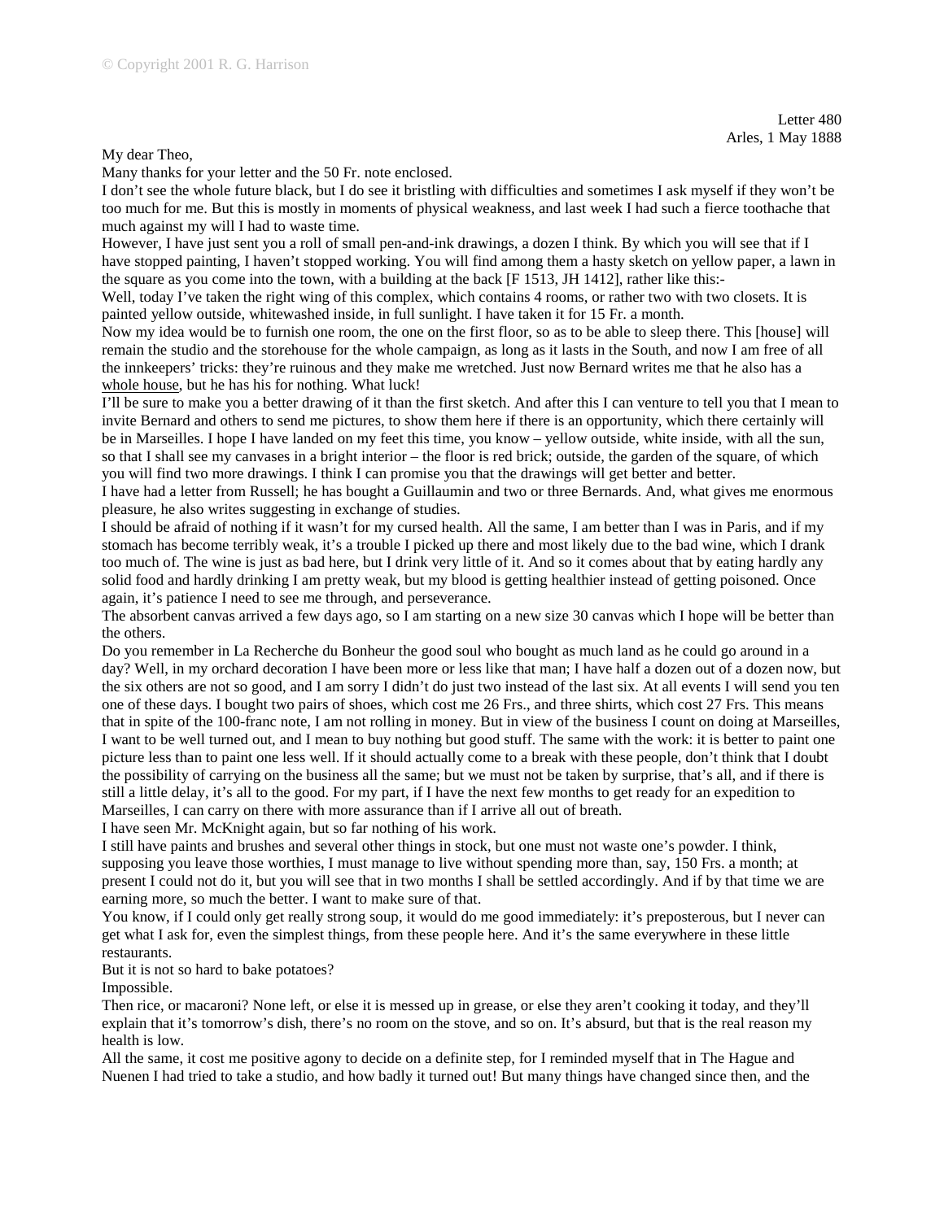Letter 480
Arles, 1 May 1888

My dear Theo,

Many thanks for your letter and the 50 Fr. note enclosed.

I don't see the whole future black, but I do see it bristling with difficulties and sometimes I ask myself if they won't be too much for me. But this is mostly in moments of physical weakness, and last week I had such a fierce toothache that much against my will I had to waste time.

However, I have just sent you a roll of small pen-and-ink drawings, a dozen I think. By which you will see that if I have stopped painting, I haven't stopped working. You will find among them a hasty sketch on yellow paper, a lawn in the square as you come into the town, with a building at the back [F 1513, JH 1412], rather like this:-

Well, today I've taken the right wing of this complex, which contains 4 rooms, or rather two with two closets. It is painted yellow outside, whitewashed inside, in full sunlight. I have taken it for 15 Fr. a month.

Now my idea would be to furnish one room, the one on the first floor, so as to be able to sleep there. This [house] will remain the studio and the storehouse for the whole campaign, as long as it lasts in the South, and now I am free of all the innkeepers' tricks: they're ruinous and they make me wretched. Just now Bernard writes me that he also has a <u>whole house</u>, but he has his for nothing. What luck!

I'll be sure to make you a better drawing of it than the first sketch. And after this I can venture to tell you that I mean to invite Bernard and others to send me pictures, to show them here if there is an opportunity, which there certainly will be in Marseilles. I hope I have landed on my feet this time, you know – yellow outside, white inside, with all the sun, so that I shall see my canvases in a bright interior – the floor is red brick; outside, the garden of the square, of which you will find two more drawings. I think I can promise you that the drawings will get better and better.

I have had a letter from Russell; he has bought a Guillaumin and two or three Bernards. And, what gives me enormous pleasure, he also writes suggesting in exchange of studies.

I should be afraid of nothing if it wasn't for my cursed health. All the same, I am better than I was in Paris, and if my stomach has become terribly weak, it's a trouble I picked up there and most likely due to the bad wine, which I drank too much of. The wine is just as bad here, but I drink very little of it. And so it comes about that by eating hardly any solid food and hardly drinking I am pretty weak, but my blood is getting healthier instead of getting poisoned. Once again, it's patience I need to see me through, and perseverance.

The absorbent canvas arrived a few days ago, so I am starting on a new size 30 canvas which I hope will be better than the others.

Do you remember in La Recherche du Bonheur the good soul who bought as much land as he could go around in a day? Well, in my orchard decoration I have been more or less like that man; I have half a dozen out of a dozen now, but the six others are not so good, and I am sorry I didn't do just two instead of the last six. At all events I will send you ten one of these days. I bought two pairs of shoes, which cost me 26 Frs., and three shirts, which cost 27 Frs. This means that in spite of the 100-franc note, I am not rolling in money. But in view of the business I count on doing at Marseilles, I want to be well turned out, and I mean to buy nothing but good stuff. The same with the work: it is better to paint one picture less than to paint one less well. If it should actually come to a break with these people, don't think that I doubt the possibility of carrying on the business all the same; but we must not be taken by surprise, that's all, and if there is still a little delay, it's all to the good. For my part, if I have the next few months to get ready for an expedition to Marseilles, I can carry on there with more assurance than if I arrive all out of breath.

I have seen Mr. McKnight again, but so far nothing of his work.

I still have paints and brushes and several other things in stock, but one must not waste one's powder. I think, supposing you leave those worthies, I must manage to live without spending more than, say, 150 Frs. a month; at present I could not do it, but you will see that in two months I shall be settled accordingly. And if by that time we are earning more, so much the better. I want to make sure of that.

You know, if I could only get really strong soup, it would do me good immediately: it's preposterous, but I never can get what I ask for, even the simplest things, from these people here. And it's the same everywhere in these little restaurants.

But it is not so hard to bake potatoes?

Impossible.

Then rice, or macaroni? None left, or else it is messed up in grease, or else they aren't cooking it today, and they'll explain that it's tomorrow's dish, there's no room on the stove, and so on. It's absurd, but that is the real reason my health is low.

All the same, it cost me positive agony to decide on a definite step, for I reminded myself that in The Hague and Nuenen I had tried to take a studio, and how badly it turned out! But many things have changed since then, and the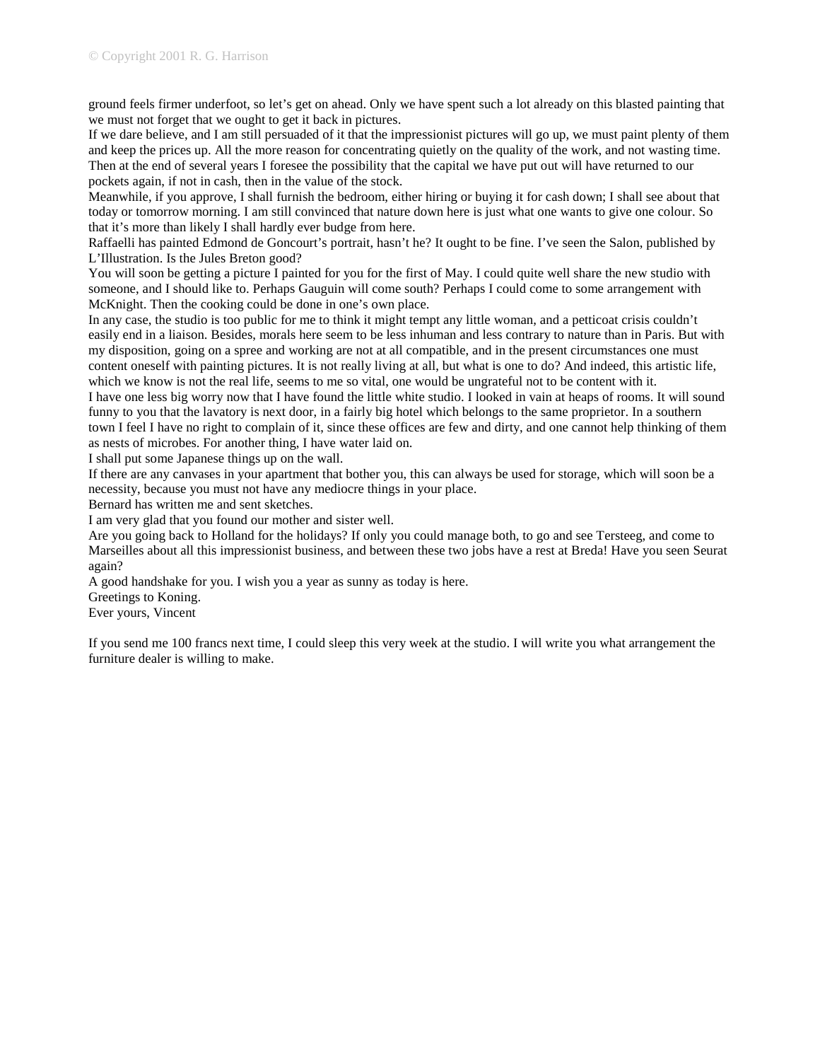ground feels firmer underfoot, so let's get on ahead. Only we have spent such a lot already on this blasted painting that we must not forget that we ought to get it back in pictures.

If we dare believe, and I am still persuaded of it that the impressionist pictures will go up, we must paint plenty of them and keep the prices up. All the more reason for concentrating quietly on the quality of the work, and not wasting time. Then at the end of several years I foresee the possibility that the capital we have put out will have returned to our pockets again, if not in cash, then in the value of the stock.

Meanwhile, if you approve, I shall furnish the bedroom, either hiring or buying it for cash down; I shall see about that today or tomorrow morning. I am still convinced that nature down here is just what one wants to give one colour. So that it's more than likely I shall hardly ever budge from here.

Raffaelli has painted Edmond de Goncourt's portrait, hasn't he? It ought to be fine. I've seen the Salon, published by L'Illustration. Is the Jules Breton good?

You will soon be getting a picture I painted for you for the first of May. I could quite well share the new studio with someone, and I should like to. Perhaps Gauguin will come south? Perhaps I could come to some arrangement with McKnight. Then the cooking could be done in one's own place.

In any case, the studio is too public for me to think it might tempt any little woman, and a petticoat crisis couldn't easily end in a liaison. Besides, morals here seem to be less inhuman and less contrary to nature than in Paris. But with my disposition, going on a spree and working are not at all compatible, and in the present circumstances one must content oneself with painting pictures. It is not really living at all, but what is one to do? And indeed, this artistic life, which we know is not the real life, seems to me so vital, one would be ungrateful not to be content with it.

I have one less big worry now that I have found the little white studio. I looked in vain at heaps of rooms. It will sound funny to you that the lavatory is next door, in a fairly big hotel which belongs to the same proprietor. In a southern town I feel I have no right to complain of it, since these offices are few and dirty, and one cannot help thinking of them as nests of microbes. For another thing, I have water laid on.

I shall put some Japanese things up on the wall.

If there are any canvases in your apartment that bother you, this can always be used for storage, which will soon be a necessity, because you must not have any mediocre things in your place.

Bernard has written me and sent sketches.

I am very glad that you found our mother and sister well.

Are you going back to Holland for the holidays? If only you could manage both, to go and see Tersteeg, and come to Marseilles about all this impressionist business, and between these two jobs have a rest at Breda! Have you seen Seurat again?

A good handshake for you. I wish you a year as sunny as today is here.

Greetings to Koning.

Ever yours, Vincent

If you send me 100 francs next time, I could sleep this very week at the studio. I will write you what arrangement the furniture dealer is willing to make.